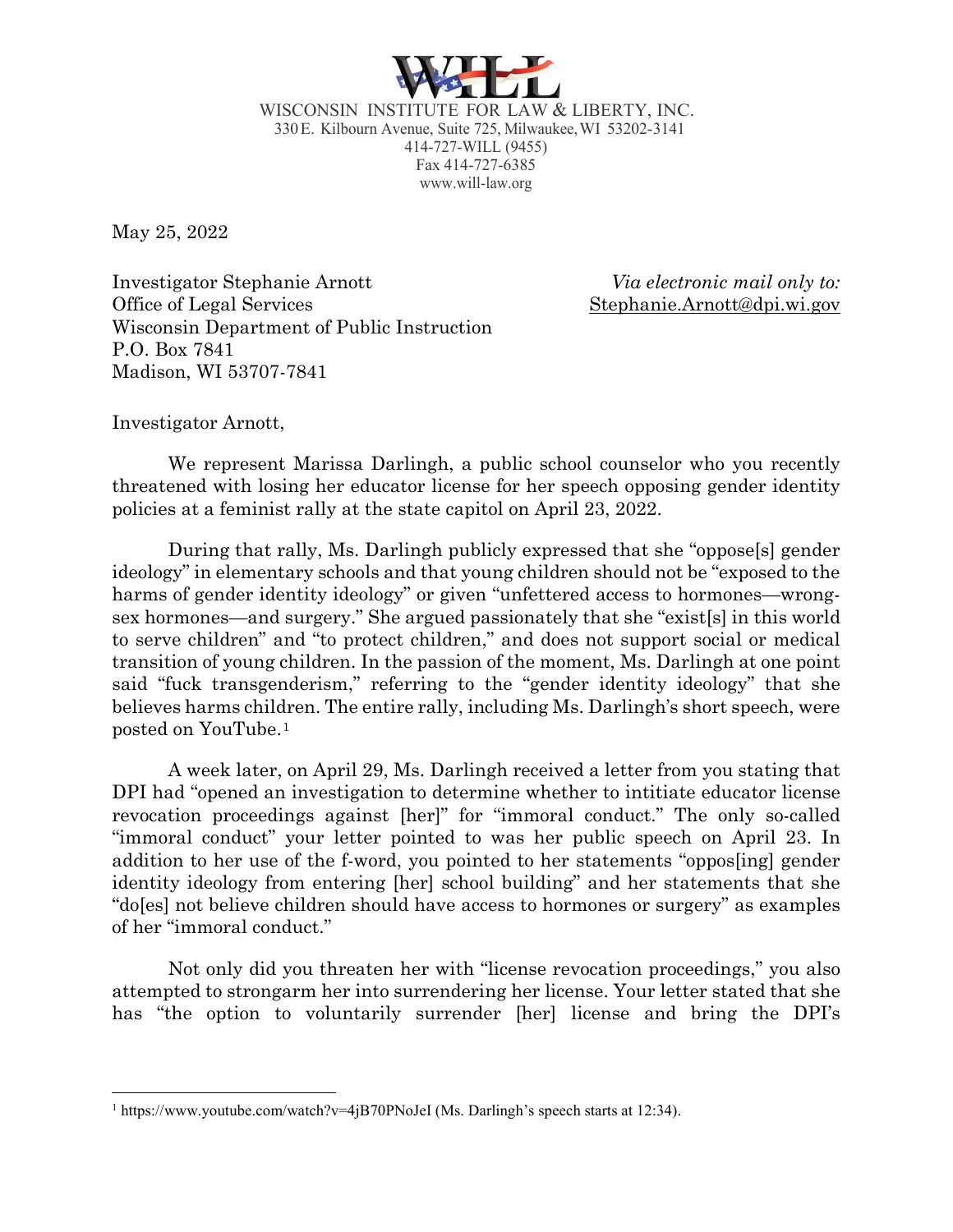WISCONSIN INSTITUTE FOR LAW & LIBERTY, INC.
330 E. Kilbourn Avenue, Suite 725, Milwaukee, WI 53202-3141
414-727-WILL (9455)
Fax 414-727-6385
www.will-law.org

May 25, 2022

Investigator Stephanie Arnott
Office of Legal Services
Wisconsin Department of Public Instruction
P.O. Box 7841
Madison, WI 53707-7841

*Via electronic mail only to:*
Stephanie.Arnott@dpi.wi.gov

Investigator Arnott,

We represent Marissa Darlingh, a public school counselor who you recently threatened with losing her educator license for her speech opposing gender identity policies at a feminist rally at the state capitol on April 23, 2022.

During that rally, Ms. Darlingh publicly expressed that she "oppose[s] gender ideology" in elementary schools and that young children should not be "exposed to the harms of gender identity ideology" or given "unfettered access to hormones—wrong-sex hormones—and surgery." She argued passionately that she "exist[s] in this world to serve children" and "to protect children," and does not support social or medical transition of young children. In the passion of the moment, Ms. Darlingh at one point said "fuck transgenderism," referring to the "gender identity ideology" that she believes harms children. The entire rally, including Ms. Darlingh's short speech, were posted on YouTube.[1]

A week later, on April 29, Ms. Darlingh received a letter from you stating that DPI had "opened an investigation to determine whether to intitiate educator license revocation proceedings against [her]" for "immoral conduct." The only so-called "immoral conduct" your letter pointed to was her public speech on April 23. In addition to her use of the f-word, you pointed to her statements "oppos[ing] gender identity ideology from entering [her] school building" and her statements that she "do[es] not believe children should have access to hormones or surgery" as examples of her "immoral conduct."

Not only did you threaten her with "license revocation proceedings," you also attempted to strongarm her into surrendering her license. Your letter stated that she has "the option to voluntarily surrender [her] license and bring the DPI's

[1] https://www.youtube.com/watch?v=4jB70PNoJeI (Ms. Darlingh's speech starts at 12:34).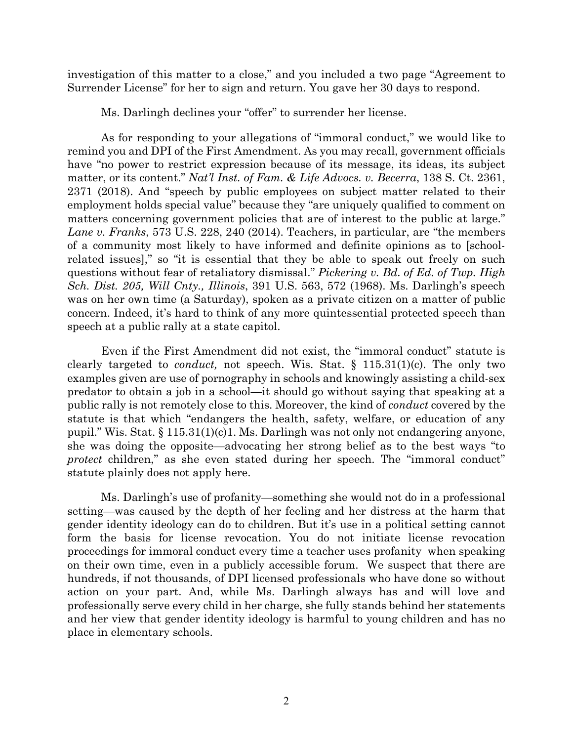investigation of this matter to a close," and you included a two page "Agreement to Surrender License" for her to sign and return. You gave her 30 days to respond.

Ms. Darlingh declines your "offer" to surrender her license.

As for responding to your allegations of "immoral conduct," we would like to remind you and DPI of the First Amendment. As you may recall, government officials have "no power to restrict expression because of its message, its ideas, its subject matter, or its content." *Nat'l Inst. of Fam. & Life Advocs. v. Becerra*, 138 S. Ct. 2361, 2371 (2018). And "speech by public employees on subject matter related to their employment holds special value" because they "are uniquely qualified to comment on matters concerning government policies that are of interest to the public at large." *Lane v. Franks*, 573 U.S. 228, 240 (2014). Teachers, in particular, are "the members of a community most likely to have informed and definite opinions as to [school-related issues]," so "it is essential that they be able to speak out freely on such questions without fear of retaliatory dismissal." *Pickering v. Bd. of Ed. of Twp. High Sch. Dist. 205, Will Cnty., Illinois*, 391 U.S. 563, 572 (1968). Ms. Darlingh's speech was on her own time (a Saturday), spoken as a private citizen on a matter of public concern. Indeed, it's hard to think of any more quintessential protected speech than speech at a public rally at a state capitol.

Even if the First Amendment did not exist, the "immoral conduct" statute is clearly targeted to *conduct,* not speech. Wis. Stat. § 115.31(1)(c). The only two examples given are use of pornography in schools and knowingly assisting a child-sex predator to obtain a job in a school—it should go without saying that speaking at a public rally is not remotely close to this. Moreover, the kind of *conduct* covered by the statute is that which "endangers the health, safety, welfare, or education of any pupil." Wis. Stat. § 115.31(1)(c)1. Ms. Darlingh was not only not endangering anyone, she was doing the opposite—advocating her strong belief as to the best ways "to *protect* children," as she even stated during her speech. The "immoral conduct" statute plainly does not apply here.

Ms. Darlingh's use of profanity—something she would not do in a professional setting—was caused by the depth of her feeling and her distress at the harm that gender identity ideology can do to children. But it's use in a political setting cannot form the basis for license revocation. You do not initiate license revocation proceedings for immoral conduct every time a teacher uses profanity when speaking on their own time, even in a publicly accessible forum. We suspect that there are hundreds, if not thousands, of DPI licensed professionals who have done so without action on your part. And, while Ms. Darlingh always has and will love and professionally serve every child in her charge, she fully stands behind her statements and her view that gender identity ideology is harmful to young children and has no place in elementary schools.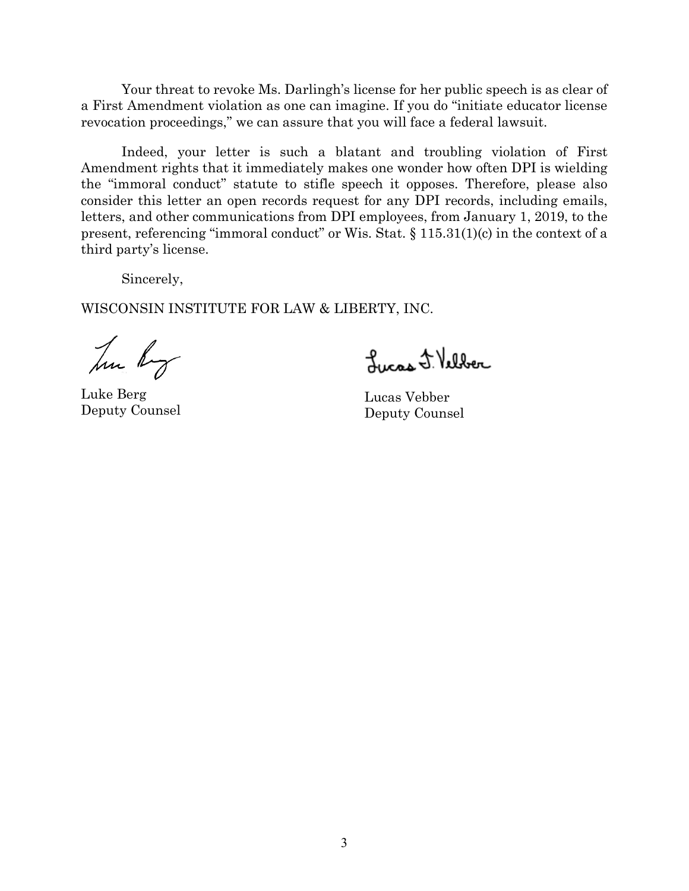Your threat to revoke Ms. Darlingh's license for her public speech is as clear of a First Amendment violation as one can imagine. If you do "initiate educator license revocation proceedings," we can assure that you will face a federal lawsuit.

Indeed, your letter is such a blatant and troubling violation of First Amendment rights that it immediately makes one wonder how often DPI is wielding the "immoral conduct" statute to stifle speech it opposes. Therefore, please also consider this letter an open records request for any DPI records, including emails, letters, and other communications from DPI employees, from January 1, 2019, to the present, referencing "immoral conduct" or Wis. Stat. § 115.31(1)(c) in the context of a third party's license.

Sincerely,

WISCONSIN INSTITUTE FOR LAW & LIBERTY, INC.

Luke Berg
Deputy Counsel

Lucas Vebber
Deputy Counsel